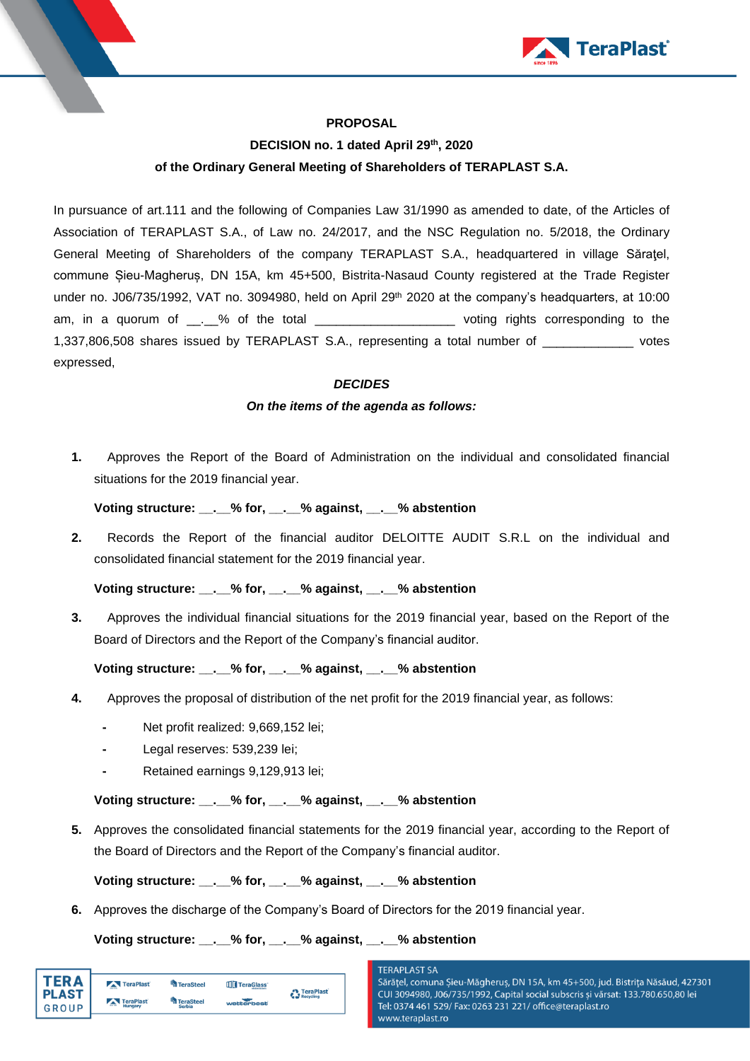**PROPOSAL**

**DECISION no. 1 dated April 29th, 2020**

**of the Ordinary General Meeting of Shareholders of TERAPLAST S.A.**

In pursuance of art.111 and the following of Companies Law 31/1990 as amended to date, of the Articles of Association of TERAPLAST S.A., of Law no. 24/2017, and the NSC Regulation no. 5/2018, the Ordinary General Meeting of Shareholders of the company TERAPLAST S.A., headquartered in village Sărațel, commune Șieu-Magheruș, DN 15A, km 45+500, Bistrita-Nasaud County registered at the Trade Register under no. J06/735/1992, VAT no. 3094980, held on April 29th 2020 at the company's headquarters, at 10:00 am, in a quorum of __.__% of the total ___________________ voting rights corresponding to the 1,337,806,508 shares issued by TERAPLAST S.A., representing a total number of _____________ votes expressed,

***DECIDES***

***On the items of the agenda as follows:***

1. Approves the Report of the Board of Administration on the individual and consolidated financial situations for the 2019 financial year.

   **Voting structure: __.__% for, __.__% against, __.__% abstention**

2. Records the Report of the financial auditor DELOITTE AUDIT S.R.L on the individual and consolidated financial statement for the 2019 financial year.

   **Voting structure: __.__% for, __.__% against, __.__% abstention**

3. Approves the individual financial situations for the 2019 financial year, based on the Report of the Board of Directors and the Report of the Company's financial auditor.

   **Voting structure: __.__% for, __.__% against, __.__% abstention**

4. Approves the proposal of distribution of the net profit for the 2019 financial year, as follows:

   - Net profit realized: 9,669,152 lei;
   - Legal reserves: 539,239 lei;
   - Retained earnings 9,129,913 lei;

   **Voting structure: __.__% for, __.__% against, __.__% abstention**

5. Approves the consolidated financial statements for the 2019 financial year, according to the Report of the Board of Directors and the Report of the Company's financial auditor.

   **Voting structure: __.__% for, __.__% against, __.__% abstention**

6. Approves the discharge of the Company's Board of Directors for the 2019 financial year.

   **Voting structure: __.__% for, __.__% against, __.__% abstention**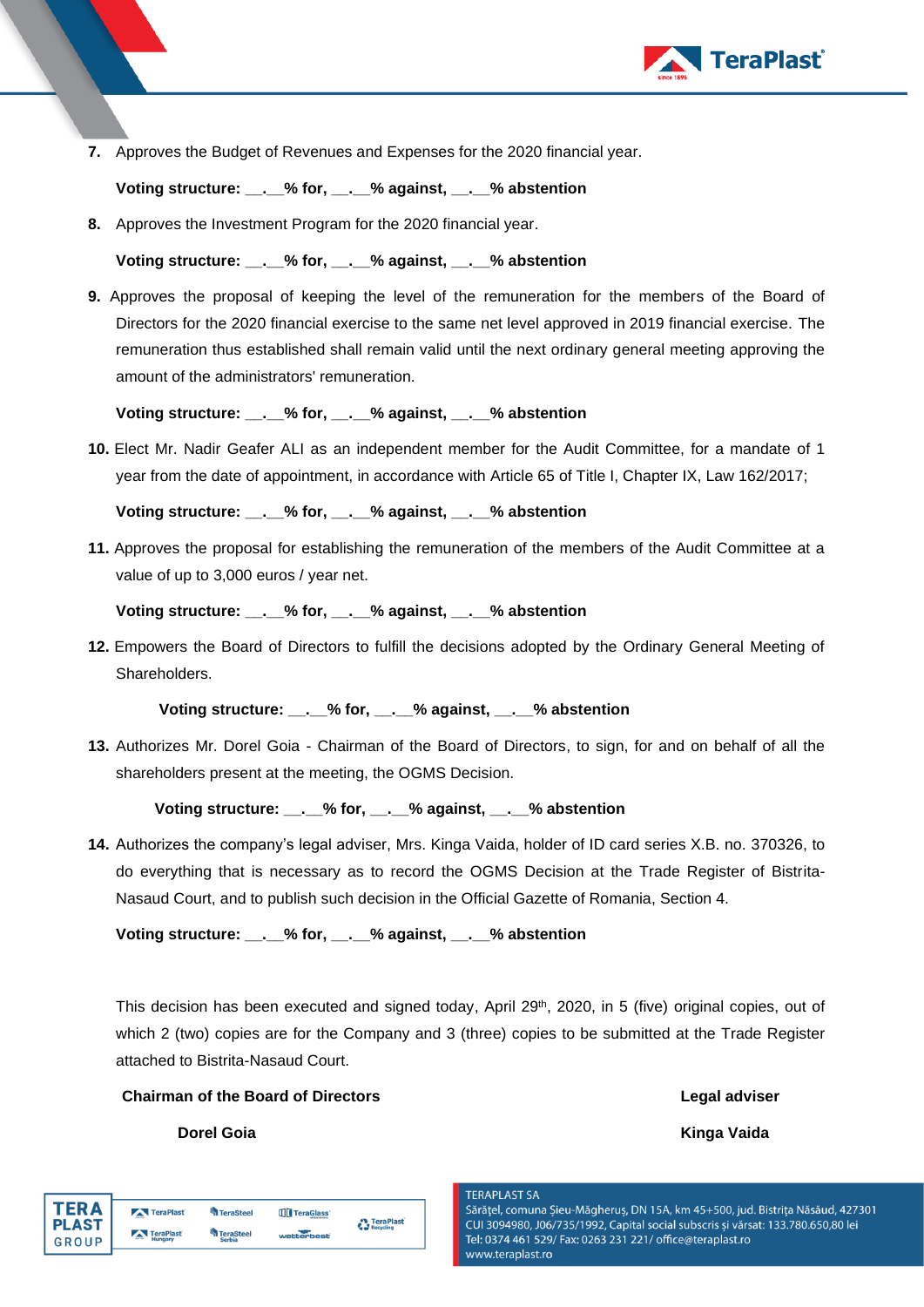7. Approves the Budget of Revenues and Expenses for the 2020 financial year.

   **Voting structure: __.__% for, __.__% against, __.__% abstention**

8. Approves the Investment Program for the 2020 financial year.

   **Voting structure: __.__% for, __.__% against, __.__% abstention**

9. Approves the proposal of keeping the level of the remuneration for the members of the Board of Directors for the 2020 financial exercise to the same net level approved in 2019 financial exercise. The remuneration thus established shall remain valid until the next ordinary general meeting approving the amount of the administrators' remuneration.

   **Voting structure: __.__% for, __.__% against, __.__% abstention**

10. Elect Mr. Nadir Geafer ALI as an independent member for the Audit Committee, for a mandate of 1 year from the date of appointment, in accordance with Article 65 of Title I, Chapter IX, Law 162/2017;

    **Voting structure: __.__% for, __.__% against, __.__% abstention**

11. Approves the proposal for establishing the remuneration of the members of the Audit Committee at a value of up to 3,000 euros / year net.

    **Voting structure: __.__% for, __.__% against, __.__% abstention**

12. Empowers the Board of Directors to fulfill the decisions adopted by the Ordinary General Meeting of Shareholders.

    **Voting structure: __.__% for, __.__% against, __.__% abstention**

13. Authorizes Mr. Dorel Goia - Chairman of the Board of Directors, to sign, for and on behalf of all the shareholders present at the meeting, the OGMS Decision.

    **Voting structure: __.__% for, __.__% against, __.__% abstention**

14. Authorizes the company's legal adviser, Mrs. Kinga Vaida, holder of ID card series X.B. no. 370326, to do everything that is necessary as to record the OGMS Decision at the Trade Register of Bistrita-Nasaud Court, and to publish such decision in the Official Gazette of Romania, Section 4.

    **Voting structure: __.__% for, __.__% against, __.__% abstention**

This decision has been executed and signed today, April 29th, 2020, in 5 (five) original copies, out of which 2 (two) copies are for the Company and 3 (three) copies to be submitted at the Trade Register attached to Bistrita-Nasaud Court.

**Chairman of the Board of Directors** — **Dorel Goia**

**Legal adviser** — **Kinga Vaida**